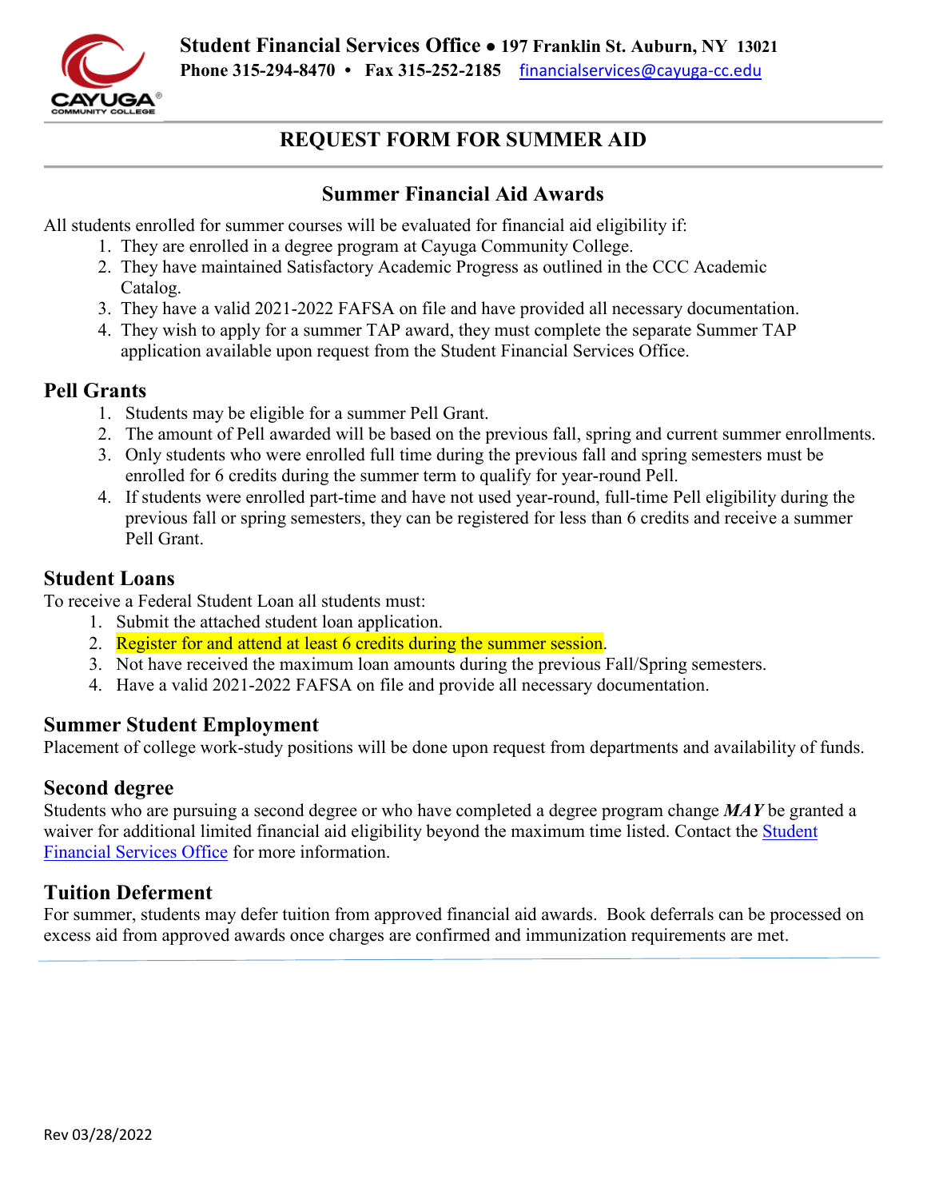Student Financial Services Office • 197 Franklin St. Auburn, NY 13021
Phone 315-294-8470 • Fax 315-252-2185 financialservices@cayuga-cc.edu

# REQUEST FORM FOR SUMMER AID

## Summer Financial Aid Awards

All students enrolled for summer courses will be evaluated for financial aid eligibility if:

1. They are enrolled in a degree program at Cayuga Community College.
2. They have maintained Satisfactory Academic Progress as outlined in the CCC Academic Catalog.
3. They have a valid 2021-2022 FAFSA on file and have provided all necessary documentation.
4. They wish to apply for a summer TAP award, they must complete the separate Summer TAP application available upon request from the Student Financial Services Office.

### Pell Grants

1. Students may be eligible for a summer Pell Grant.
2. The amount of Pell awarded will be based on the previous fall, spring and current summer enrollments.
3. Only students who were enrolled full time during the previous fall and spring semesters must be enrolled for 6 credits during the summer term to qualify for year-round Pell.
4. If students were enrolled part-time and have not used year-round, full-time Pell eligibility during the previous fall or spring semesters, they can be registered for less than 6 credits and receive a summer Pell Grant.

### Student Loans

To receive a Federal Student Loan all students must:

1. Submit the attached student loan application.
2. Register for and attend at least 6 credits during the summer session.
3. Not have received the maximum loan amounts during the previous Fall/Spring semesters.
4. Have a valid 2021-2022 FAFSA on file and provide all necessary documentation.

### Summer Student Employment

Placement of college work-study positions will be done upon request from departments and availability of funds.

### Second degree

Students who are pursuing a second degree or who have completed a degree program change ***MAY*** be granted a waiver for additional limited financial aid eligibility beyond the maximum time listed. Contact the Student Financial Services Office for more information.

### Tuition Deferment

For summer, students may defer tuition from approved financial aid awards. Book deferrals can be processed on excess aid from approved awards once charges are confirmed and immunization requirements are met.

Rev 03/28/2022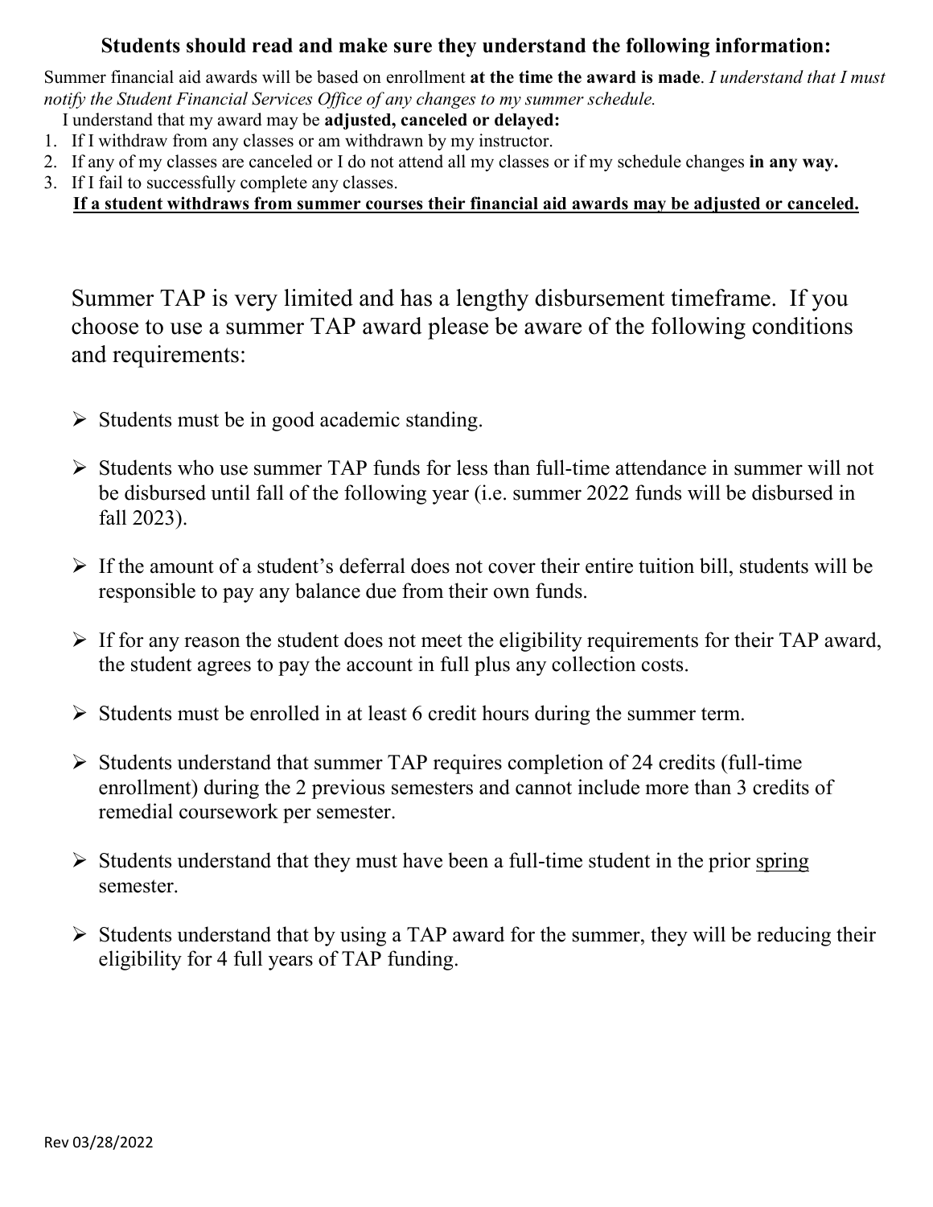**Students should read and make sure they understand the following information:**

Summer financial aid awards will be based on enrollment **at the time the award is made**. *I understand that I must notify the Student Financial Services Office of any changes to my summer schedule.*

I understand that my award may be **adjusted, canceled or delayed:**

1. If I withdraw from any classes or am withdrawn by my instructor.
2. If any of my classes are canceled or I do not attend all my classes or if my schedule changes **in any way.**
3. If I fail to successfully complete any classes.

**<u>If a student withdraws from summer courses their financial aid awards may be adjusted or canceled.</u>**

Summer TAP is very limited and has a lengthy disbursement timeframe. If you choose to use a summer TAP award please be aware of the following conditions and requirements:

- Students must be in good academic standing.
- Students who use summer TAP funds for less than full-time attendance in summer will not be disbursed until fall of the following year (i.e. summer 2022 funds will be disbursed in fall 2023).
- If the amount of a student's deferral does not cover their entire tuition bill, students will be responsible to pay any balance due from their own funds.
- If for any reason the student does not meet the eligibility requirements for their TAP award, the student agrees to pay the account in full plus any collection costs.
- Students must be enrolled in at least 6 credit hours during the summer term.
- Students understand that summer TAP requires completion of 24 credits (full-time enrollment) during the 2 previous semesters and cannot include more than 3 credits of remedial coursework per semester.
- Students understand that they must have been a full-time student in the prior <u>spring</u> semester.
- Students understand that by using a TAP award for the summer, they will be reducing their eligibility for 4 full years of TAP funding.

Rev 03/28/2022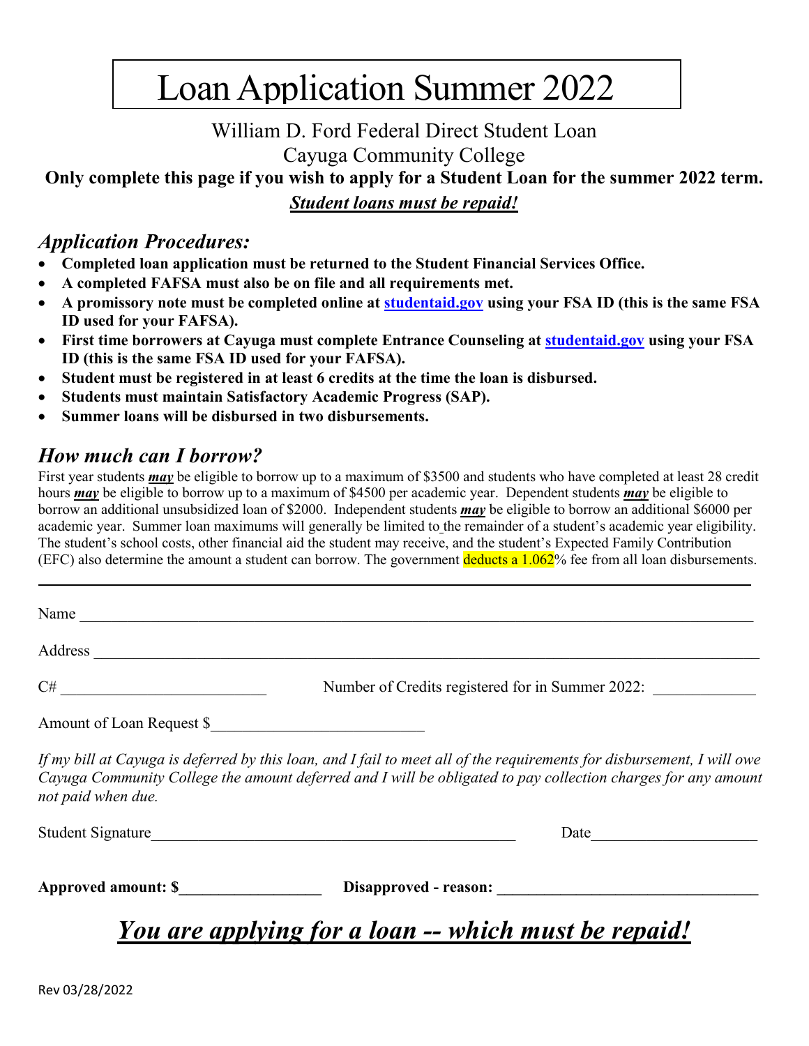// Loan Application Summer 2022

William D. Ford Federal Direct Student Loan

Cayuga Community College

**Only complete this page if you wish to apply for a Student Loan for the summer 2022 term.**

***Student loans must be repaid!***

## *Application Procedures:*

- **Completed loan application must be returned to the Student Financial Services Office.**
- **A completed FAFSA must also be on file and all requirements met.**
- **A promissory note must be completed online at studentaid.gov using your FSA ID (this is the same FSA ID used for your FAFSA).**
- **First time borrowers at Cayuga must complete Entrance Counseling at studentaid.gov using your FSA ID (this is the same FSA ID used for your FAFSA).**
- **Student must be registered in at least 6 credits at the time the loan is disbursed.**
- **Students must maintain Satisfactory Academic Progress (SAP).**
- **Summer loans will be disbursed in two disbursements.**

## *How much can I borrow?*

First year students ***may*** be eligible to borrow up to a maximum of $3500 and students who have completed at least 28 credit hours ***may*** be eligible to borrow up to a maximum of $4500 per academic year. Dependent students ***may*** be eligible to borrow an additional unsubsidized loan of $2000. Independent students ***may*** be eligible to borrow an additional $6000 per academic year. Summer loan maximums will generally be limited to the remainder of a student's academic year eligibility. The student's school costs, other financial aid the student may receive, and the student's Expected Family Contribution (EFC) also determine the amount a student can borrow. The government deducts a 1.062% fee from all loan disbursements.

---

Name ________________________________________________

Address ________________________________________________

C# __________________________ Number of Credits registered for in Summer 2022: _____________

Amount of Loan Request $___________________________

*If my bill at Cayuga is deferred by this loan, and I fail to meet all of the requirements for disbursement, I will owe Cayuga Community College the amount deferred and I will be obligated to pay collection charges for any amount not paid when due.*

Student Signature_______________________________________________ Date_____________________

**Approved amount: $__________________ Disapproved - reason: _________________________________**

# ***You are applying for a loan -- which must be repaid!***

Rev 03/28/2022